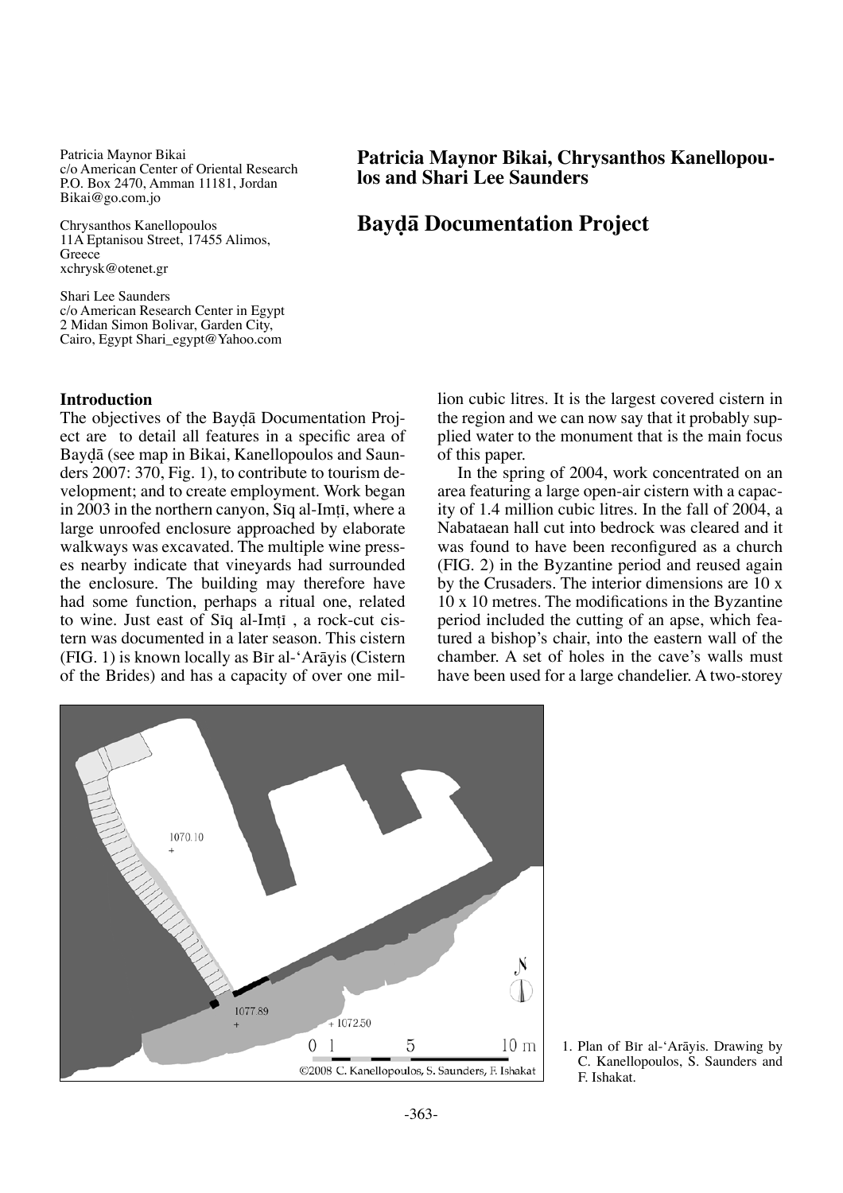Patricia Maynor Bikai
c/o American Center of Oriental Research
P.O. Box 2470, Amman 11181, Jordan
Bikai@go.com.jo

Chrysanthos Kanellopoulos
11A Eptanisou Street, 17455 Alimos, Greece
xchrysk@otenet.gr

Shari Lee Saunders
c/o American Research Center in Egypt
2 Midan Simon Bolivar, Garden City, Cairo, Egypt Shari_egypt@Yahoo.com

**Patricia Maynor Bikai, Chrysanthos Kanellopoulos and Shari Lee Saunders**

# Bayḍā Documentation Project

## Introduction

The objectives of the Bayḍā Documentation Project are to detail all features in a specific area of Bayḍā (see map in Bikai, Kanellopoulos and Saunders 2007: 370, Fig. 1), to contribute to tourism development; and to create employment. Work began in 2003 in the northern canyon, Sīq al-Imṭī, where a large unroofed enclosure approached by elaborate walkways was excavated. The multiple wine presses nearby indicate that vineyards had surrounded the enclosure. The building may therefore have had some function, perhaps a ritual one, related to wine. Just east of Sīq al-Imṭī , a rock-cut cistern was documented in a later season. This cistern (FIG. 1) is known locally as Bīr al-ʻArāyis (Cistern of the Brides) and has a capacity of over one million cubic litres. It is the largest covered cistern in the region and we can now say that it probably supplied water to the monument that is the main focus of this paper.

In the spring of 2004, work concentrated on an area featuring a large open-air cistern with a capacity of 1.4 million cubic litres. In the fall of 2004, a Nabataean hall cut into bedrock was cleared and it was found to have been reconfigured as a church (FIG. 2) in the Byzantine period and reused again by the Crusaders. The interior dimensions are 10 x 10 x 10 metres. The modifications in the Byzantine period included the cutting of an apse, which featured a bishop's chair, into the eastern wall of the chamber. A set of holes in the cave's walls must have been used for a large chandelier. A two-storey

1. Plan of Bīr al-ʻArāyis. Drawing by C. Kanellopoulos, S. Saunders and F. Ishakat.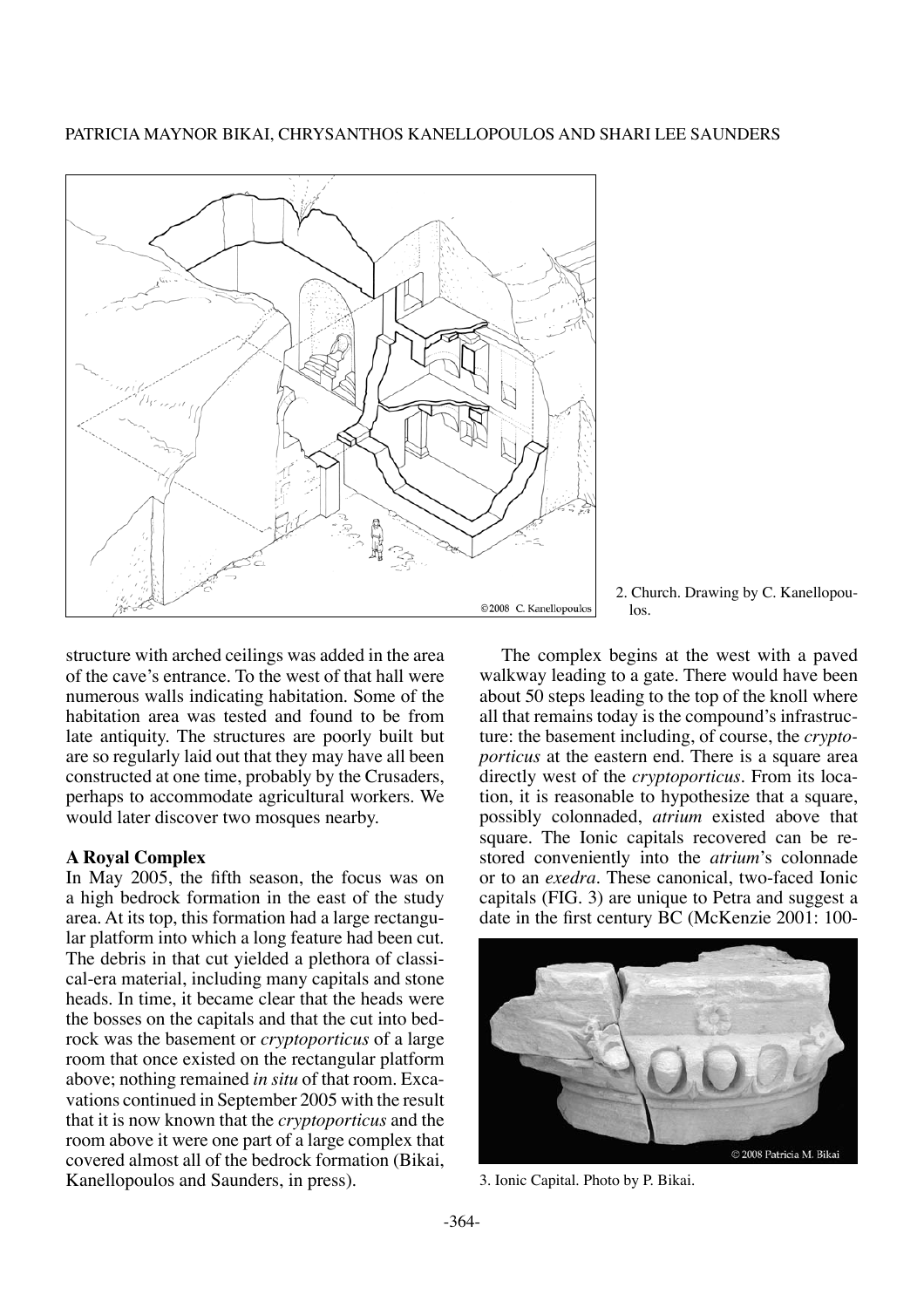2. Church. Drawing by C. Kanellopoulos.

structure with arched ceilings was added in the area of the cave's entrance. To the west of that hall were numerous walls indicating habitation. Some of the habitation area was tested and found to be from late antiquity. The structures are poorly built but are so regularly laid out that they may have all been constructed at one time, probably by the Crusaders, perhaps to accommodate agricultural workers. We would later discover two mosques nearby.

**A Royal Complex**

In May 2005, the fifth season, the focus was on a high bedrock formation in the east of the study area. At its top, this formation had a large rectangular platform into which a long feature had been cut. The debris in that cut yielded a plethora of classical-era material, including many capitals and stone heads. In time, it became clear that the heads were the bosses on the capitals and that the cut into bedrock was the basement or *cryptoporticus* of a large room that once existed on the rectangular platform above; nothing remained *in situ* of that room. Excavations continued in September 2005 with the result that it is now known that the *cryptoporticus* and the room above it were one part of a large complex that covered almost all of the bedrock formation (Bikai, Kanellopoulos and Saunders, in press).

The complex begins at the west with a paved walkway leading to a gate. There would have been about 50 steps leading to the top of the knoll where all that remains today is the compound's infrastructure: the basement including, of course, the *cryptoporticus* at the eastern end. There is a square area directly west of the *cryptoporticus*. From its location, it is reasonable to hypothesize that a square, possibly colonnaded, *atrium* existed above that square. The Ionic capitals recovered can be restored conveniently into the *atrium*'s colonnade or to an *exedra*. These canonical, two-faced Ionic capitals (FIG. 3) are unique to Petra and suggest a date in the first century BC (McKenzie 2001: 100-

3. Ionic Capital. Photo by P. Bikai.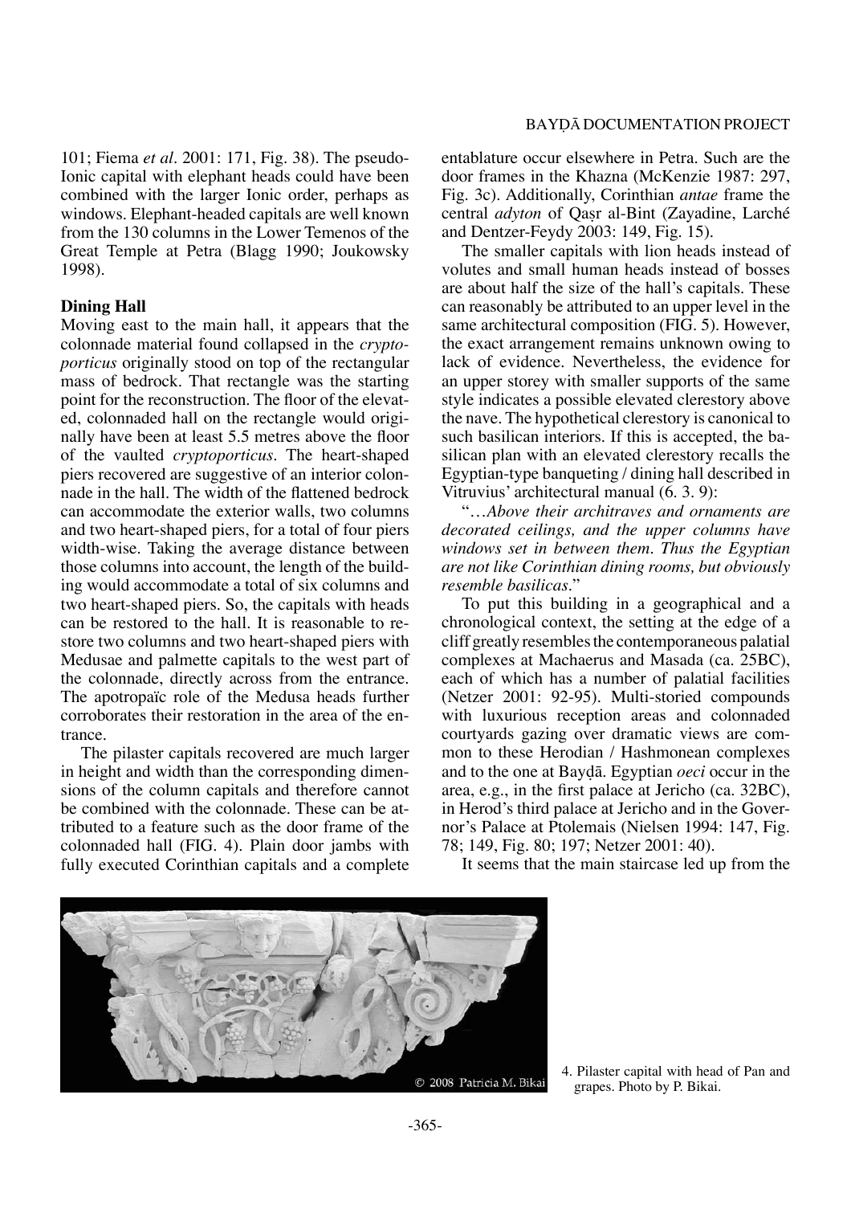101; Fiema *et al*. 2001: 171, Fig. 38). The pseudo-Ionic capital with elephant heads could have been combined with the larger Ionic order, perhaps as windows. Elephant-headed capitals are well known from the 130 columns in the Lower Temenos of the Great Temple at Petra (Blagg 1990; Joukowsky 1998).

**Dining Hall**

Moving east to the main hall, it appears that the colonnade material found collapsed in the *cryptoporticus* originally stood on top of the rectangular mass of bedrock. That rectangle was the starting point for the reconstruction. The floor of the elevated, colonnaded hall on the rectangle would originally have been at least 5.5 metres above the floor of the vaulted *cryptoporticus*. The heart-shaped piers recovered are suggestive of an interior colonnade in the hall. The width of the flattened bedrock can accommodate the exterior walls, two columns and two heart-shaped piers, for a total of four piers width-wise. Taking the average distance between those columns into account, the length of the building would accommodate a total of six columns and two heart-shaped piers. So, the capitals with heads can be restored to the hall. It is reasonable to restore two columns and two heart-shaped piers with Medusae and palmette capitals to the west part of the colonnade, directly across from the entrance. The apotropaïc role of the Medusa heads further corroborates their restoration in the area of the entrance.

The pilaster capitals recovered are much larger in height and width than the corresponding dimensions of the column capitals and therefore cannot be combined with the colonnade. These can be attributed to a feature such as the door frame of the colonnaded hall (FIG. 4). Plain door jambs with fully executed Corinthian capitals and a complete entablature occur elsewhere in Petra. Such are the door frames in the Khazna (McKenzie 1987: 297, Fig. 3c). Additionally, Corinthian *antae* frame the central *adyton* of Qaṣr al-Bint (Zayadine, Larché and Dentzer-Feydy 2003: 149, Fig. 15).

The smaller capitals with lion heads instead of volutes and small human heads instead of bosses are about half the size of the hall's capitals. These can reasonably be attributed to an upper level in the same architectural composition (FIG. 5). However, the exact arrangement remains unknown owing to lack of evidence. Nevertheless, the evidence for an upper storey with smaller supports of the same style indicates a possible elevated clerestory above the nave. The hypothetical clerestory is canonical to such basilican interiors. If this is accepted, the basilican plan with an elevated clerestory recalls the Egyptian-type banqueting / dining hall described in Vitruvius' architectural manual (6. 3. 9):

"…*Above their architraves and ornaments are decorated ceilings, and the upper columns have windows set in between them. Thus the Egyptian are not like Corinthian dining rooms, but obviously resemble basilicas*."

To put this building in a geographical and a chronological context, the setting at the edge of a cliff greatly resembles the contemporaneous palatial complexes at Machaerus and Masada (ca. 25BC), each of which has a number of palatial facilities (Netzer 2001: 92-95). Multi-storied compounds with luxurious reception areas and colonnaded courtyards gazing over dramatic views are common to these Herodian / Hashmonean complexes and to the one at Bayḍā. Egyptian *oeci* occur in the area, e.g., in the first palace at Jericho (ca. 32BC), in Herod's third palace at Jericho and in the Governor's Palace at Ptolemais (Nielsen 1994: 147, Fig. 78; 149, Fig. 80; 197; Netzer 2001: 40).

It seems that the main staircase led up from the

4. Pilaster capital with head of Pan and grapes. Photo by P. Bikai.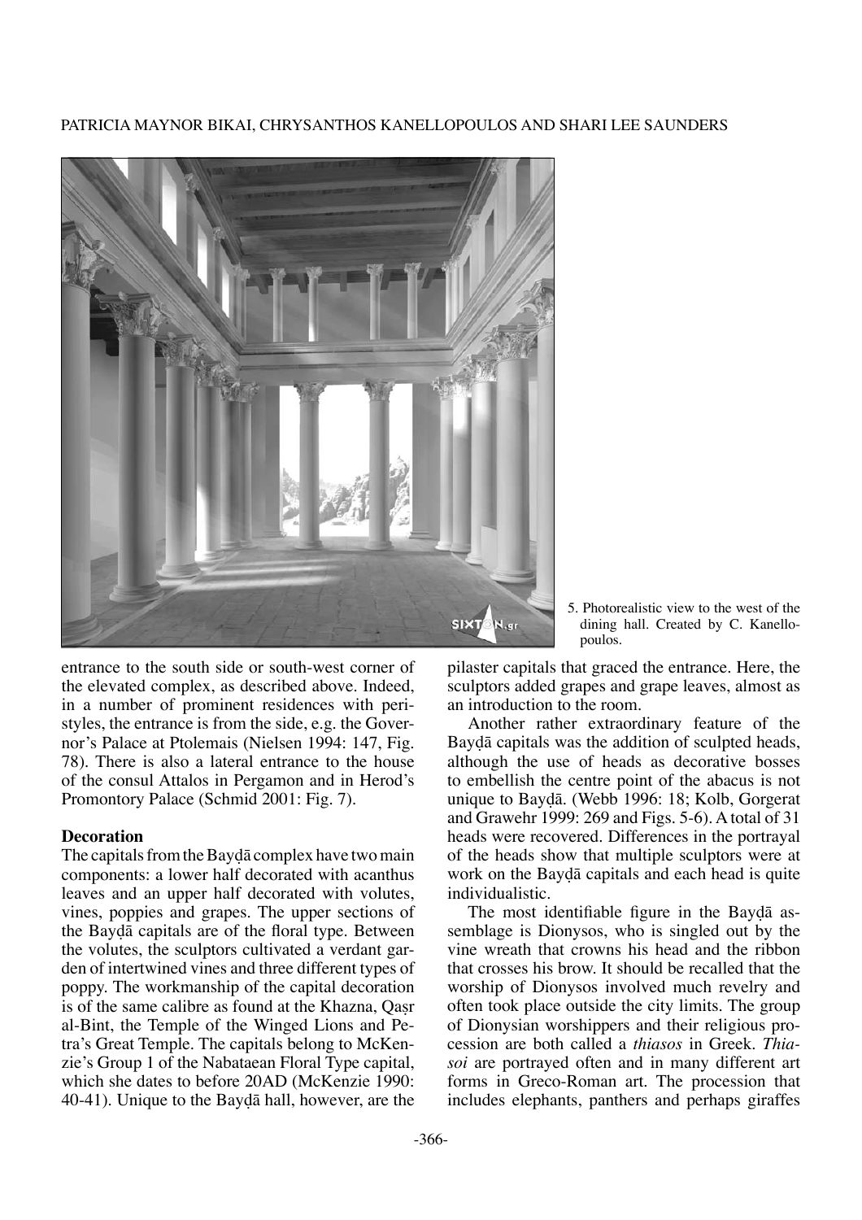5. Photorealistic view to the west of the dining hall. Created by C. Kanellopoulos.

entrance to the south side or south-west corner of the elevated complex, as described above. Indeed, in a number of prominent residences with peristyles, the entrance is from the side, e.g. the Governor's Palace at Ptolemais (Nielsen 1994: 147, Fig. 78). There is also a lateral entrance to the house of the consul Attalos in Pergamon and in Herod's Promontory Palace (Schmid 2001: Fig. 7).

### Decoration

The capitals from the Bayḍā complex have two main components: a lower half decorated with acanthus leaves and an upper half decorated with volutes, vines, poppies and grapes. The upper sections of the Bayḍā capitals are of the floral type. Between the volutes, the sculptors cultivated a verdant garden of intertwined vines and three different types of poppy. The workmanship of the capital decoration is of the same calibre as found at the Khazna, Qaṣr al-Bint, the Temple of the Winged Lions and Petra's Great Temple. The capitals belong to McKenzie's Group 1 of the Nabataean Floral Type capital, which she dates to before 20AD (McKenzie 1990: 40-41). Unique to the Bayḍā hall, however, are the pilaster capitals that graced the entrance. Here, the sculptors added grapes and grape leaves, almost as an introduction to the room.

Another rather extraordinary feature of the Bayḍā capitals was the addition of sculpted heads, although the use of heads as decorative bosses to embellish the centre point of the abacus is not unique to Bayḍā. (Webb 1996: 18; Kolb, Gorgerat and Grawehr 1999: 269 and Figs. 5-6). A total of 31 heads were recovered. Differences in the portrayal of the heads show that multiple sculptors were at work on the Bayḍā capitals and each head is quite individualistic.

The most identifiable figure in the Bayḍā assemblage is Dionysos, who is singled out by the vine wreath that crowns his head and the ribbon that crosses his brow. It should be recalled that the worship of Dionysos involved much revelry and often took place outside the city limits. The group of Dionysian worshippers and their religious procession are both called a *thiasos* in Greek. *Thiasoi* are portrayed often and in many different art forms in Greco-Roman art. The procession that includes elephants, panthers and perhaps giraffes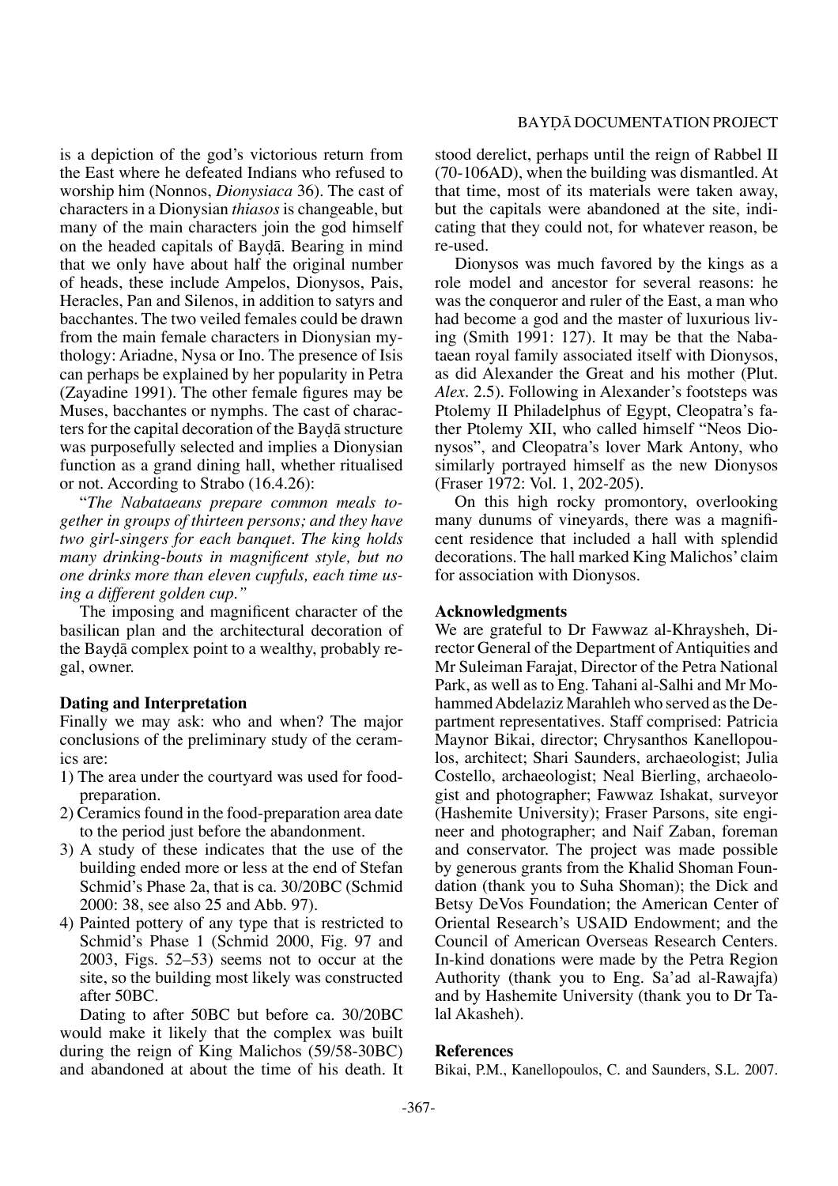is a depiction of the god's victorious return from the East where he defeated Indians who refused to worship him (Nonnos, *Dionysiaca* 36). The cast of characters in a Dionysian *thiasos* is changeable, but many of the main characters join the god himself on the headed capitals of Bayḍā. Bearing in mind that we only have about half the original number of heads, these include Ampelos, Dionysos, Pais, Heracles, Pan and Silenos, in addition to satyrs and bacchantes. The two veiled females could be drawn from the main female characters in Dionysian mythology: Ariadne, Nysa or Ino. The presence of Isis can perhaps be explained by her popularity in Petra (Zayadine 1991). The other female figures may be Muses, bacchantes or nymphs. The cast of characters for the capital decoration of the Bayḍā structure was purposefully selected and implies a Dionysian function as a grand dining hall, whether ritualised or not. According to Strabo (16.4.26):

"*The Nabataeans prepare common meals together in groups of thirteen persons; and they have two girl-singers for each banquet. The king holds many drinking-bouts in magnificent style, but no one drinks more than eleven cupfuls, each time using a different golden cup.*"

The imposing and magnificent character of the basilican plan and the architectural decoration of the Bayḍā complex point to a wealthy, probably regal, owner.

### Dating and Interpretation

Finally we may ask: who and when? The major conclusions of the preliminary study of the ceramics are:

1) The area under the courtyard was used for food-preparation.
2) Ceramics found in the food-preparation area date to the period just before the abandonment.
3) A study of these indicates that the use of the building ended more or less at the end of Stefan Schmid's Phase 2a, that is ca. 30/20BC (Schmid 2000: 38, see also 25 and Abb. 97).
4) Painted pottery of any type that is restricted to Schmid's Phase 1 (Schmid 2000, Fig. 97 and 2003, Figs. 52–53) seems not to occur at the site, so the building most likely was constructed after 50BC.

Dating to after 50BC but before ca. 30/20BC would make it likely that the complex was built during the reign of King Malichos (59/58-30BC) and abandoned at about the time of his death. It stood derelict, perhaps until the reign of Rabbel II (70-106AD), when the building was dismantled. At that time, most of its materials were taken away, but the capitals were abandoned at the site, indicating that they could not, for whatever reason, be re-used.

Dionysos was much favored by the kings as a role model and ancestor for several reasons: he was the conqueror and ruler of the East, a man who had become a god and the master of luxurious living (Smith 1991: 127). It may be that the Nabataean royal family associated itself with Dionysos, as did Alexander the Great and his mother (Plut. *Alex*. 2.5). Following in Alexander's footsteps was Ptolemy II Philadelphus of Egypt, Cleopatra's father Ptolemy XII, who called himself "Neos Dionysos", and Cleopatra's lover Mark Antony, who similarly portrayed himself as the new Dionysos (Fraser 1972: Vol. 1, 202-205).

On this high rocky promontory, overlooking many dunums of vineyards, there was a magnificent residence that included a hall with splendid decorations. The hall marked King Malichos' claim for association with Dionysos.

### Acknowledgments

We are grateful to Dr Fawwaz al-Khraysheh, Director General of the Department of Antiquities and Mr Suleiman Farajat, Director of the Petra National Park, as well as to Eng. Tahani al-Salhi and Mr Mohammed Abdelaziz Marahleh who served as the Department representatives. Staff comprised: Patricia Maynor Bikai, director; Chrysanthos Kanellopoulos, architect; Shari Saunders, archaeologist; Julia Costello, archaeologist; Neal Bierling, archaeologist and photographer; Fawwaz Ishakat, surveyor (Hashemite University); Fraser Parsons, site engineer and photographer; and Naif Zaban, foreman and conservator. The project was made possible by generous grants from the Khalid Shoman Foundation (thank you to Suha Shoman); the Dick and Betsy DeVos Foundation; the American Center of Oriental Research's USAID Endowment; and the Council of American Overseas Research Centers. In-kind donations were made by the Petra Region Authority (thank you to Eng. Sa'ad al-Rawajfa) and by Hashemite University (thank you to Dr Talal Akasheh).

### References

Bikai, P.M., Kanellopoulos, C. and Saunders, S.L. 2007.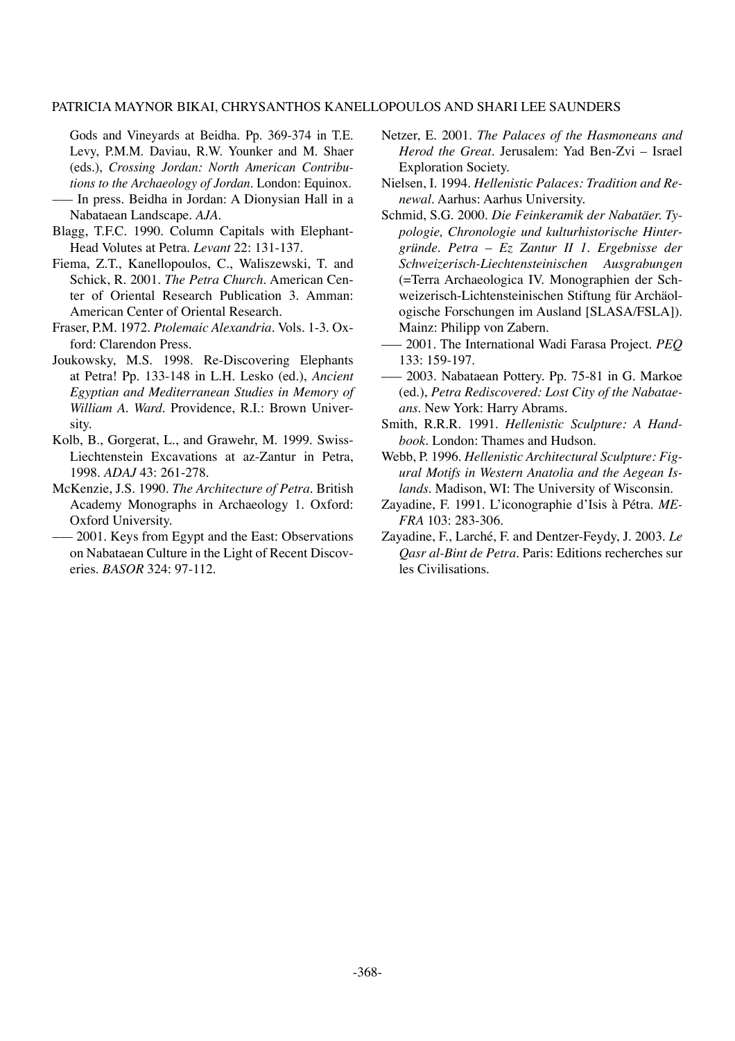Gods and Vineyards at Beidha. Pp. 369-374 in T.E. Levy, P.M.M. Daviau, R.W. Younker and M. Shaer (eds.), *Crossing Jordan: North American Contributions to the Archaeology of Jordan*. London: Equinox.

—— In press. Beidha in Jordan: A Dionysian Hall in a Nabataean Landscape. *AJA*.

Blagg, T.F.C. 1990. Column Capitals with Elephant-Head Volutes at Petra. *Levant* 22: 131-137.

Fiema, Z.T., Kanellopoulos, C., Waliszewski, T. and Schick, R. 2001. *The Petra Church*. American Center of Oriental Research Publication 3. Amman: American Center of Oriental Research.

Fraser, P.M. 1972. *Ptolemaic Alexandria*. Vols. 1-3. Oxford: Clarendon Press.

Joukowsky, M.S. 1998. Re-Discovering Elephants at Petra! Pp. 133-148 in L.H. Lesko (ed.), *Ancient Egyptian and Mediterranean Studies in Memory of William A. Ward*. Providence, R.I.: Brown University.

Kolb, B., Gorgerat, L., and Grawehr, M. 1999. Swiss-Liechtenstein Excavations at az-Zantur in Petra, 1998. *ADAJ* 43: 261-278.

McKenzie, J.S. 1990. *The Architecture of Petra*. British Academy Monographs in Archaeology 1. Oxford: Oxford University.

—— 2001. Keys from Egypt and the East: Observations on Nabataean Culture in the Light of Recent Discoveries. *BASOR* 324: 97-112.

Netzer, E. 2001. *The Palaces of the Hasmoneans and Herod the Great*. Jerusalem: Yad Ben-Zvi – Israel Exploration Society.

Nielsen, I. 1994. *Hellenistic Palaces: Tradition and Renewal*. Aarhus: Aarhus University.

Schmid, S.G. 2000. *Die Feinkeramik der Nabatäer. Typologie, Chronologie und kulturhistorische Hintergründe. Petra – Ez Zantur II 1. Ergebnisse der Schweizerisch-Liechtensteinischen Ausgrabungen* (=Terra Archaeologica IV. Monographien der Schweizerisch-Lichtensteinischen Stiftung für Archäologische Forschungen im Ausland [SLASA/FSLA]). Mainz: Philipp von Zabern.

—— 2001. The International Wadi Farasa Project. *PEQ* 133: 159-197.

—— 2003. Nabataean Pottery. Pp. 75-81 in G. Markoe (ed.), *Petra Rediscovered: Lost City of the Nabataeans*. New York: Harry Abrams.

Smith, R.R.R. 1991. *Hellenistic Sculpture: A Handbook*. London: Thames and Hudson.

Webb, P. 1996. *Hellenistic Architectural Sculpture: Figural Motifs in Western Anatolia and the Aegean Islands*. Madison, WI: The University of Wisconsin.

Zayadine, F. 1991. L'iconographie d'Isis à Pétra. *MEFRA* 103: 283-306.

Zayadine, F., Larché, F. and Dentzer-Feydy, J. 2003. *Le Qasr al-Bint de Petra*. Paris: Editions recherches sur les Civilisations.